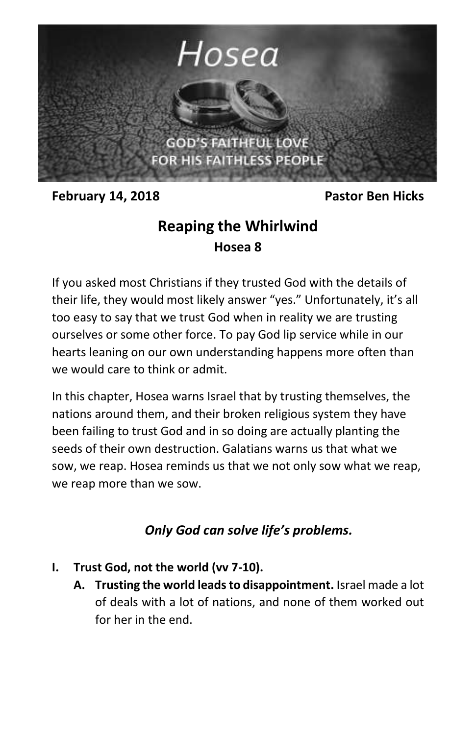# Hosea

GOD'S FAITHFUL LOVE FOR HIS FAITHLESS PEOPLE

**February 14, 2018** **Pastor Ben Hicks**

## Reaping the Whirlwind

### Hosea 8

If you asked most Christians if they trusted God with the details of their life, they would most likely answer "yes." Unfortunately, it's all too easy to say that we trust God when in reality we are trusting ourselves or some other force. To pay God lip service while in our hearts leaning on our own understanding happens more often than we would care to think or admit.

In this chapter, Hosea warns Israel that by trusting themselves, the nations around them, and their broken religious system they have been failing to trust God and in so doing are actually planting the seeds of their own destruction. Galatians warns us that what we sow, we reap. Hosea reminds us that we not only sow what we reap, we reap more than we sow.

***Only God can solve life's problems.***

**I. Trust God, not the world (vv 7-10).**

**A. Trusting the world leads to disappointment.** Israel made a lot of deals with a lot of nations, and none of them worked out for her in the end.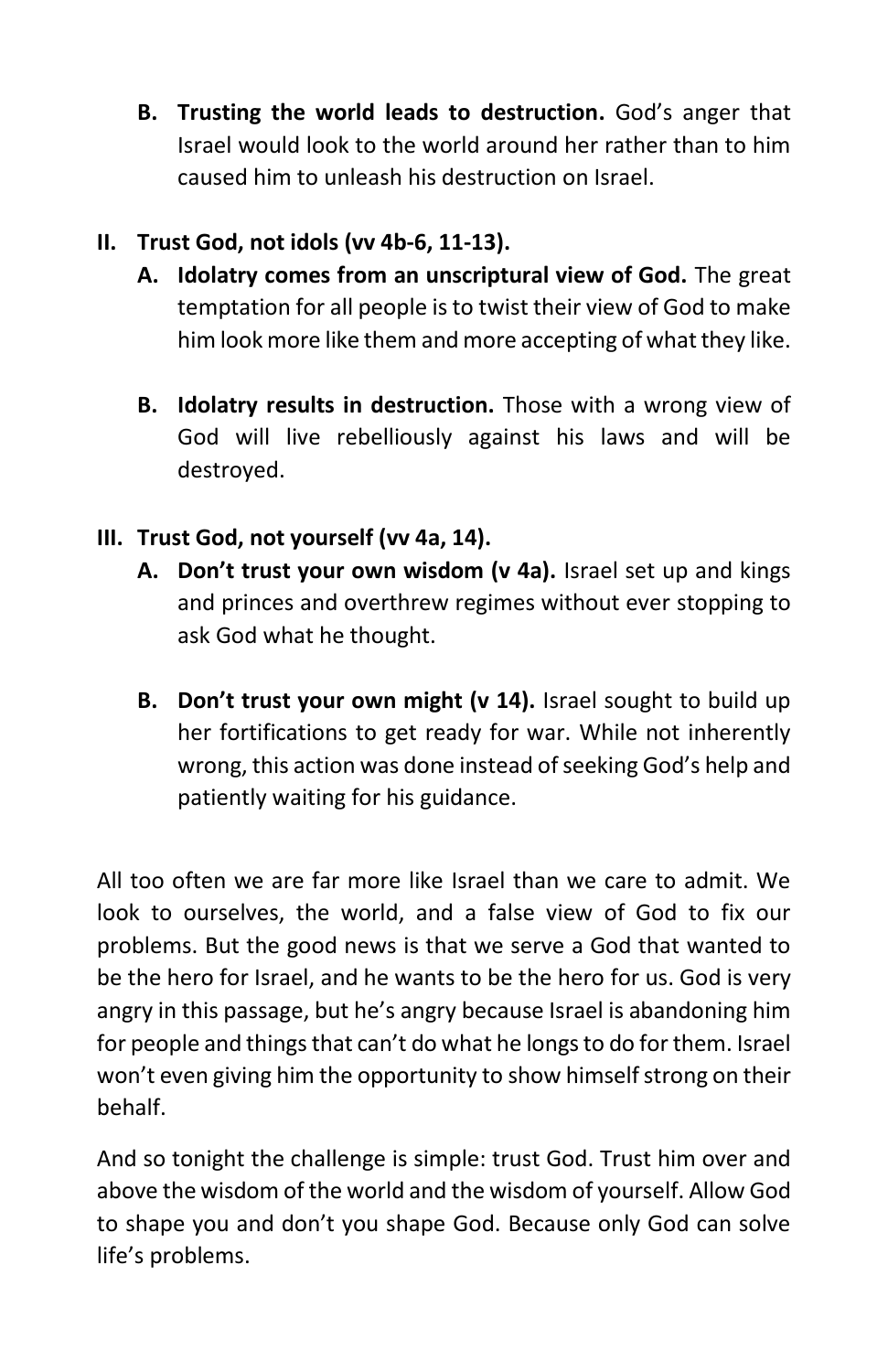B. **Trusting the world leads to destruction.** God's anger that Israel would look to the world around her rather than to him caused him to unleash his destruction on Israel.

II. **Trust God, not idols (vv 4b-6, 11-13).**

   A. **Idolatry comes from an unscriptural view of God.** The great temptation for all people is to twist their view of God to make him look more like them and more accepting of what they like.

   B. **Idolatry results in destruction.** Those with a wrong view of God will live rebelliously against his laws and will be destroyed.

III. **Trust God, not yourself (vv 4a, 14).**

   A. **Don't trust your own wisdom (v 4a).** Israel set up and kings and princes and overthrew regimes without ever stopping to ask God what he thought.

   B. **Don't trust your own might (v 14).** Israel sought to build up her fortifications to get ready for war. While not inherently wrong, this action was done instead of seeking God's help and patiently waiting for his guidance.

All too often we are far more like Israel than we care to admit. We look to ourselves, the world, and a false view of God to fix our problems. But the good news is that we serve a God that wanted to be the hero for Israel, and he wants to be the hero for us. God is very angry in this passage, but he's angry because Israel is abandoning him for people and things that can't do what he longs to do for them. Israel won't even giving him the opportunity to show himself strong on their behalf.

And so tonight the challenge is simple: trust God. Trust him over and above the wisdom of the world and the wisdom of yourself. Allow God to shape you and don't you shape God. Because only God can solve life's problems.